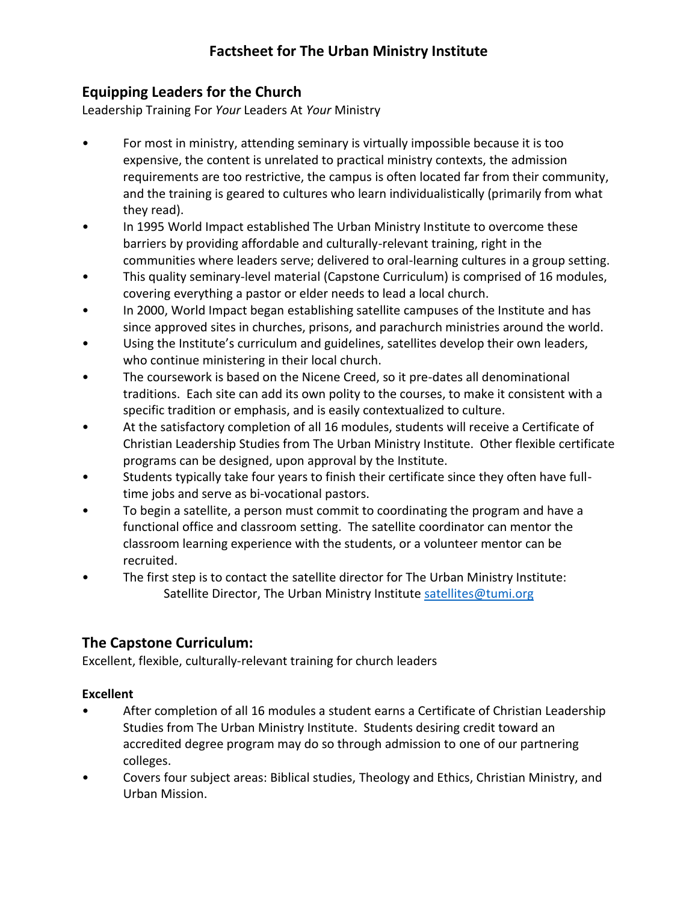# Factsheet for The Urban Ministry Institute

## Equipping Leaders for the Church

Leadership Training For *Your* Leaders At *Your* Ministry

- For most in ministry, attending seminary is virtually impossible because it is too expensive, the content is unrelated to practical ministry contexts, the admission requirements are too restrictive, the campus is often located far from their community, and the training is geared to cultures who learn individualistically (primarily from what they read).
- In 1995 World Impact established The Urban Ministry Institute to overcome these barriers by providing affordable and culturally-relevant training, right in the communities where leaders serve; delivered to oral-learning cultures in a group setting.
- This quality seminary-level material (Capstone Curriculum) is comprised of 16 modules, covering everything a pastor or elder needs to lead a local church.
- In 2000, World Impact began establishing satellite campuses of the Institute and has since approved sites in churches, prisons, and parachurch ministries around the world.
- Using the Institute's curriculum and guidelines, satellites develop their own leaders, who continue ministering in their local church.
- The coursework is based on the Nicene Creed, so it pre-dates all denominational traditions. Each site can add its own polity to the courses, to make it consistent with a specific tradition or emphasis, and is easily contextualized to culture.
- At the satisfactory completion of all 16 modules, students will receive a Certificate of Christian Leadership Studies from The Urban Ministry Institute. Other flexible certificate programs can be designed, upon approval by the Institute.
- Students typically take four years to finish their certificate since they often have full-time jobs and serve as bi-vocational pastors.
- To begin a satellite, a person must commit to coordinating the program and have a functional office and classroom setting. The satellite coordinator can mentor the classroom learning experience with the students, or a volunteer mentor can be recruited.
- The first step is to contact the satellite director for The Urban Ministry Institute:
  Satellite Director, The Urban Ministry Institute [satellites@tumi.org](mailto:satellites@tumi.org)

## The Capstone Curriculum:

Excellent, flexible, culturally-relevant training for church leaders

**Excellent**

- After completion of all 16 modules a student earns a Certificate of Christian Leadership Studies from The Urban Ministry Institute. Students desiring credit toward an accredited degree program may do so through admission to one of our partnering colleges.
- Covers four subject areas: Biblical studies, Theology and Ethics, Christian Ministry, and Urban Mission.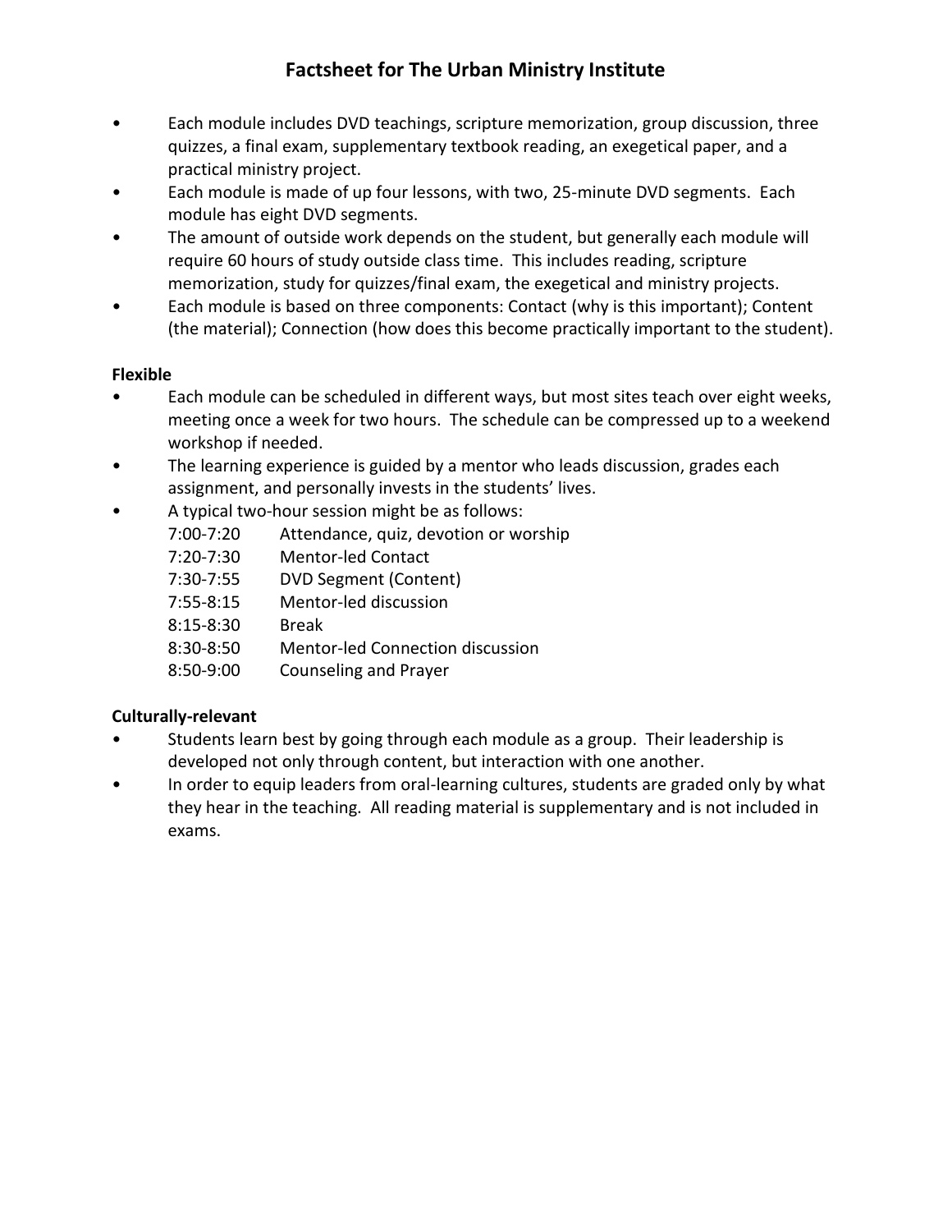# Factsheet for The Urban Ministry Institute

- Each module includes DVD teachings, scripture memorization, group discussion, three quizzes, a final exam, supplementary textbook reading, an exegetical paper, and a practical ministry project.
- Each module is made of up four lessons, with two, 25-minute DVD segments. Each module has eight DVD segments.
- The amount of outside work depends on the student, but generally each module will require 60 hours of study outside class time. This includes reading, scripture memorization, study for quizzes/final exam, the exegetical and ministry projects.
- Each module is based on three components: Contact (why is this important); Content (the material); Connection (how does this become practically important to the student).

**Flexible**

- Each module can be scheduled in different ways, but most sites teach over eight weeks, meeting once a week for two hours. The schedule can be compressed up to a weekend workshop if needed.
- The learning experience is guided by a mentor who leads discussion, grades each assignment, and personally invests in the students' lives.
- A typical two-hour session might be as follows:

| | |
|---|---|
| 7:00-7:20 | Attendance, quiz, devotion or worship |
| 7:20-7:30 | Mentor-led Contact |
| 7:30-7:55 | DVD Segment (Content) |
| 7:55-8:15 | Mentor-led discussion |
| 8:15-8:30 | Break |
| 8:30-8:50 | Mentor-led Connection discussion |
| 8:50-9:00 | Counseling and Prayer |

**Culturally-relevant**

- Students learn best by going through each module as a group. Their leadership is developed not only through content, but interaction with one another.
- In order to equip leaders from oral-learning cultures, students are graded only by what they hear in the teaching. All reading material is supplementary and is not included in exams.